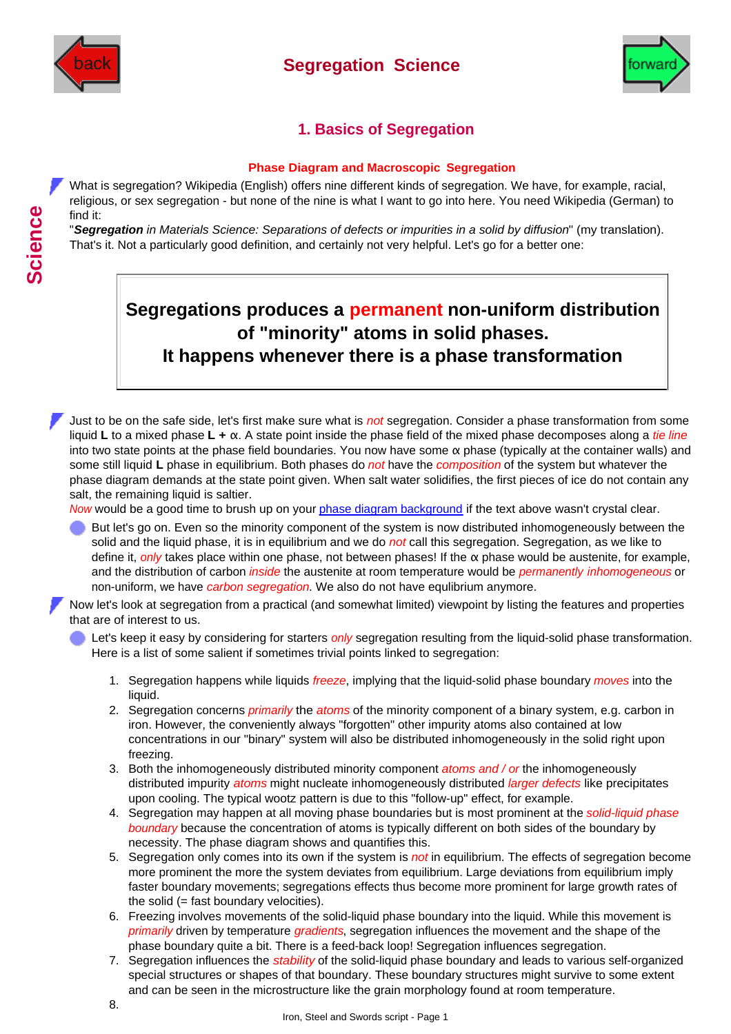# Segregation Science

## 1. Basics of Segregation

### Phase Diagram and Macroscopic Segregation

What is segregation? Wikipedia (English) offers nine different kinds of segregation. We have, for example, racial, religious, or sex segregation - but none of the nine is what I want to go into here. You need Wikipedia (German) to find it:
"***Segregation** in Materials Science: Separations of defects or impurities in a solid by diffusion*" (my translation).
That's it. Not a particularly good definition, and certainly not very helpful. Let's go for a better one:

> **Segregations produces a permanent non-uniform distribution of "minority" atoms in solid phases.**
> **It happens whenever there is a phase transformation**

Just to be on the safe side, let's first make sure what is *not* segregation. Consider a phase transformation from some liquid **L** to a mixed phase **L** + α. A state point inside the phase field of the mixed phase decomposes along a *tie line* into two state points at the phase field boundaries. You now have some α phase (typically at the container walls) and some still liquid **L** phase in equilibrium. Both phases do *not* have the *composition* of the system but whatever the phase diagram demands at the state point given. When salt water solidifies, the first pieces of ice do not contain any salt, the remaining liquid is saltier.
*Now* would be a good time to brush up on your phase diagram background if the text above wasn't crystal clear.

- But let's go on. Even so the minority component of the system is now distributed inhomogeneously between the solid and the liquid phase, it is in equilibrium and we do *not* call this segregation. Segregation, as we like to define it, *only* takes place within one phase, not between phases! If the α phase would be austenite, for example, and the distribution of carbon *inside* the austenite at room temperature would be *permanently inhomogeneous* or non-uniform, we have *carbon segregation*. We also do not have equlibrium anymore.

Now let's look at segregation from a practical (and somewhat limited) viewpoint by listing the features and properties that are of interest to us.

- Let's keep it easy by considering for starters *only* segregation resulting from the liquid-solid phase transformation. Here is a list of some salient if sometimes trivial points linked to segregation:

1. Segregation happens while liquids *freeze*, implying that the liquid-solid phase boundary *moves* into the liquid.
2. Segregation concerns *primarily* the *atoms* of the minority component of a binary system, e.g. carbon in iron. However, the conveniently always "forgotten" other impurity atoms also contained at low concentrations in our "binary" system will also be distributed inhomogeneously in the solid right upon freezing.
3. Both the inhomogeneously distributed minority component *atoms and / or* the inhomogeneously distributed impurity *atoms* might nucleate inhomogeneously distributed *larger defects* like precipitates upon cooling. The typical wootz pattern is due to this "follow-up" effect, for example.
4. Segregation may happen at all moving phase boundaries but is most prominent at the *solid-liquid phase boundary* because the concentration of atoms is typically different on both sides of the boundary by necessity. The phase diagram shows and quantifies this.
5. Segregation only comes into its own if the system is *not* in equilibrium. The effects of segregation become more prominent the more the system deviates from equilibrium. Large deviations from equilibrium imply faster boundary movements; segregations effects thus become more prominent for large growth rates of the solid (= fast boundary velocities).
6. Freezing involves movements of the solid-liquid phase boundary into the liquid. While this movement is *primarily* driven by temperature *gradients*, segregation influences the movement and the shape of the phase boundary quite a bit. There is a feed-back loop! Segregation influences segregation.
7. Segregation influences the *stability* of the solid-liquid phase boundary and leads to various self-organized special structures or shapes of that boundary. These boundary structures might survive to some extent and can be seen in the microstructure like the grain morphology found at room temperature.
8.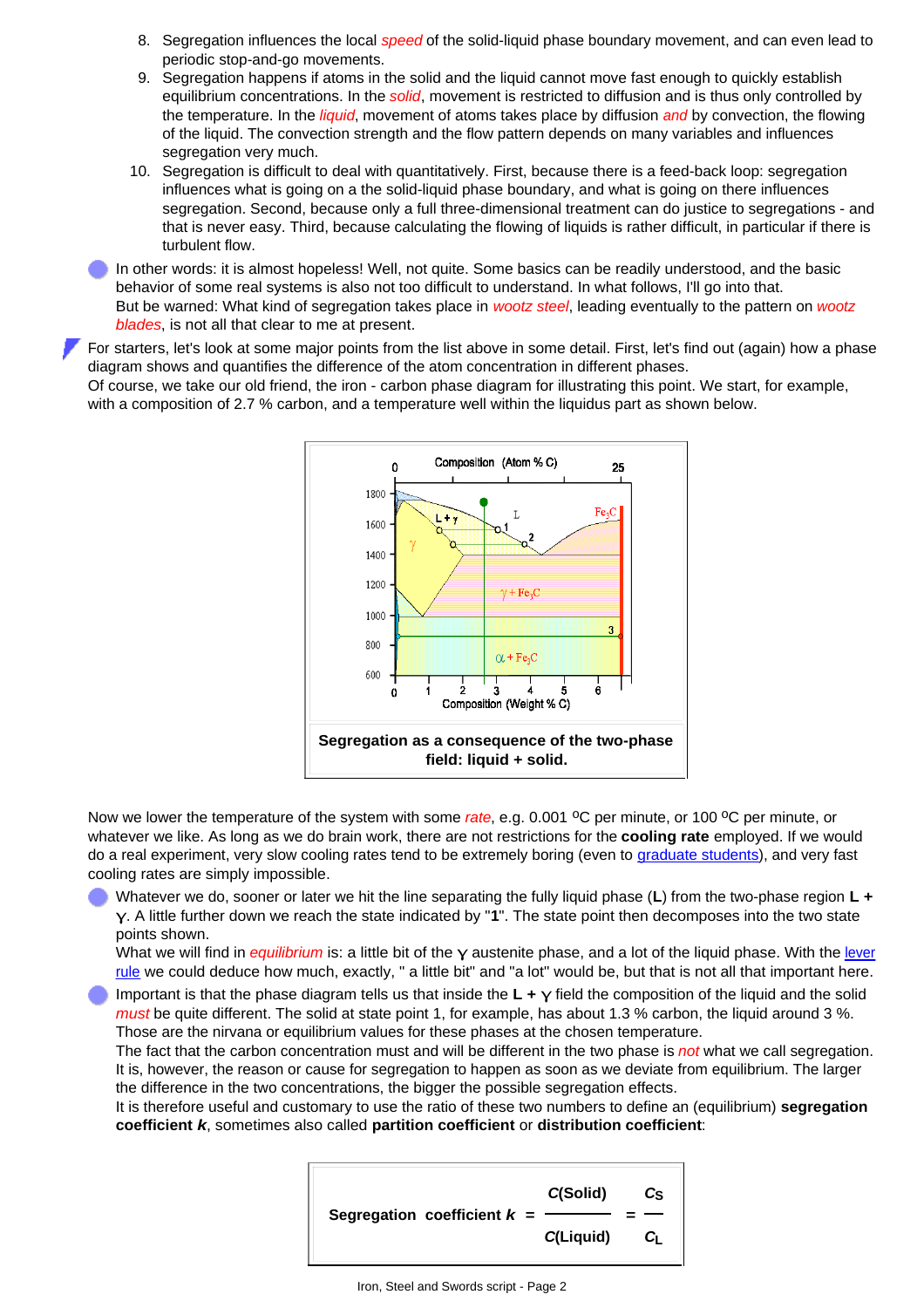8. Segregation influences the local *speed* of the solid-liquid phase boundary movement, and can even lead to periodic stop-and-go movements.
9. Segregation happens if atoms in the solid and the liquid cannot move fast enough to quickly establish equilibrium concentrations. In the *solid*, movement is restricted to diffusion and is thus only controlled by the temperature. In the *liquid*, movement of atoms takes place by diffusion *and* by convection, the flowing of the liquid. The convection strength and the flow pattern depends on many variables and influences segregation very much.
10. Segregation is difficult to deal with quantitatively. First, because there is a feed-back loop: segregation influences what is going on a the solid-liquid phase boundary, and what is going on there influences segregation. Second, because only a full three-dimensional treatment can do justice to segregations - and that is never easy. Third, because calculating the flowing of liquids is rather difficult, in particular if there is turbulent flow.

- In other words: it is almost hopeless! Well, not quite. Some basics can be readily understood, and the basic behavior of some real systems is also not too difficult to understand. In what follows, I'll go into that.
  But be warned: What kind of segregation takes place in *wootz steel*, leading eventually to the pattern on *wootz blades*, is not all that clear to me at present.

For starters, let's look at some major points from the list above in some detail. First, let's find out (again) how a phase diagram shows and quantifies the difference of the atom concentration in different phases.
Of course, we take our old friend, the iron - carbon phase diagram for illustrating this point. We start, for example, with a composition of 2.7 % carbon, and a temperature well within the liquidus part as shown below.

**Segregation as a consequence of the two-phase field: liquid + solid.**

Now we lower the temperature of the system with some *rate*, e.g. 0.001 $^oC$ per minute, or 100 $^oC$ per minute, or whatever we like. As long as we do brain work, there are not restrictions for the **cooling rate** employed. If we would do a real experiment, very slow cooling rates tend to be extremely boring (even to graduate students), and very fast cooling rates are simply impossible.

- Whatever we do, sooner or later we hit the line separating the fully liquid phase (**L**) from the two-phase region **L +** $\gamma$. A little further down we reach the state indicated by "**1**". The state point then decomposes into the two state points shown.
  What we will find in *equilibrium* is: a little bit of the $\gamma$ austenite phase, and a lot of the liquid phase. With the lever rule we could deduce how much, exactly, " a little bit" and "a lot" would be, but that is not all that important here.
- Important is that the phase diagram tells us that inside the **L +** $\gamma$ field the composition of the liquid and the solid *must* be quite different. The solid at state point 1, for example, has about 1.3 % carbon, the liquid around 3 %. Those are the nirvana or equilibrium values for these phases at the chosen temperature.
  The fact that the carbon concentration must and will be different in the two phase is *not* what we call segregation. It is, however, the reason or cause for segregation to happen as soon as we deviate from equilibrium. The larger the difference in the two concentrations, the bigger the possible segregation effects.
  It is therefore useful and customary to use the ratio of these two numbers to define an (equilibrium) **segregation coefficient *k***, sometimes also called **partition coefficient** or **distribution coefficient**:

$$\textbf{Segregation coefficient } k = \frac{C(\text{Solid})}{C(\text{Liquid})} = \frac{C_S}{C_L}$$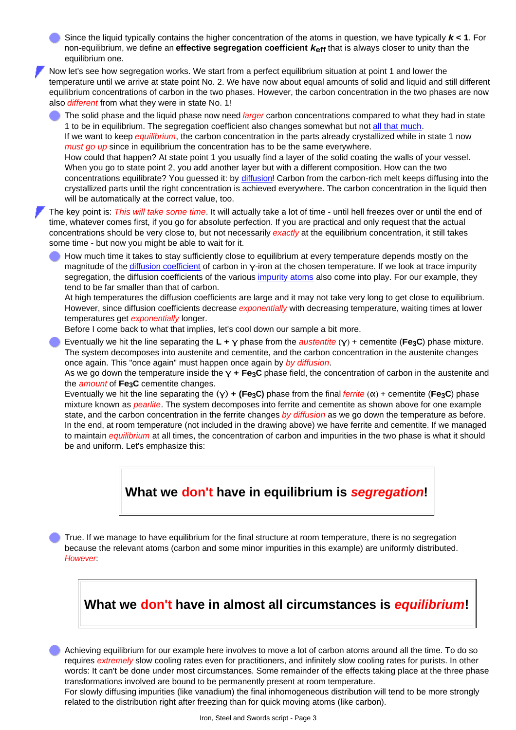- Since the liquid typically contains the higher concentration of the atoms in question, we have typically ***k* < 1**. For non-equilibrium, we define an **effective segregation coefficient $k_{eff}$** that is always closer to unity than the equilibrium one.

Now let's see how segregation works. We start from a perfect equilibrium situation at point 1 and lower the temperature until we arrive at state point No. 2. We have now about equal amounts of solid and liquid and still different equilibrium concentrations of carbon in the two phases. However, the carbon concentration in the two phases are now also *different* from what they were in state No. 1!

- The solid phase and the liquid phase now need *larger* carbon concentrations compared to what they had in state 1 to be in equilibrium. The segregation coefficient also changes somewhat but not all that much.
  If we want to keep *equilibrium*, the carbon concentration in the parts already crystallized while in state 1 now *must go up* since in equilibrium the concentration has to be the same everywhere.
  How could that happen? At state point 1 you usually find a layer of the solid coating the walls of your vessel. When you go to state point 2, you add another layer but with a different composition. How can the two concentrations equilibrate? You guessed it: by diffusion! Carbon from the carbon-rich melt keeps diffusing into the crystallized parts until the right concentration is achieved everywhere. The carbon concentration in the liquid then will be automatically at the correct value, too.

The key point is: *This will take some time*. It will actually take a lot of time - until hell freezes over or until the end of time, whatever comes first, if you go for absolute perfection. If you are practical and only request that the actual concentrations should be very close to, but not necessarily *exactly* at the equilibrium concentration, it still takes some time - but now you might be able to wait for it.

- How much time it takes to stay sufficiently close to equilibrium at every temperature depends mostly on the magnitude of the diffusion coefficient of carbon in γ-iron at the chosen temperature. If we look at trace impurity segregation, the diffusion coefficients of the various impurity atoms also come into play. For our example, they tend to be far smaller than that of carbon.
  At high temperatures the diffusion coefficients are large and it may not take very long to get close to equilibrium. However, since diffusion coefficients decrease *exponentially* with decreasing temperature, waiting times at lower temperatures get *exponentially* longer.
  Before I come back to what that implies, let's cool down our sample a bit more.
- Eventually we hit the line separating the **L + γ** phase from the *austentite* (γ) + cementite (**$Fe_3C$**) phase mixture. The system decomposes into austenite and cementite, and the carbon concentration in the austenite changes once again. This "once again" must happen once again by *by diffusion*.
  As we go down the temperature inside the **γ + $Fe_3C$** phase field, the concentration of carbon in the austenite and the *amount* of **$Fe_3C$** cementite changes.
  Eventually we hit the line separating the **(γ) + ($Fe_3C$)** phase from the final *ferrite* (α) + cementite (**$Fe_3C$**) phase mixture known as *pearlite*. The system decomposes into ferrite and cementite as shown above for one example state, and the carbon concentration in the ferrite changes *by diffusion* as we go down the temperature as before.
  In the end, at room temperature (not included in the drawing above) we have ferrite and cementite. If we managed to maintain *equilibrium* at all times, the concentration of carbon and impurities in the two phase is what it should be and uniform. Let's emphasize this:

**What we don't have in equilibrium is *segregation*!**

- True. If we manage to have equilibrium for the final structure at room temperature, there is no segregation because the relevant atoms (carbon and some minor impurities in this example) are uniformly distributed. *However*:

**What we don't have in almost all circumstances is *equilibrium*!**

- Achieving equilibrium for our example here involves to move a lot of carbon atoms around all the time. To do so requires *extremely* slow cooling rates even for practitioners, and infinitely slow cooling rates for purists. In other words: It can't be done under most circumstances. Some remainder of the effects taking place at the three phase transformations involved are bound to be permanently present at room temperature.
  For slowly diffusing impurities (like vanadium) the final inhomogeneous distribution will tend to be more strongly related to the distribution right after freezing than for quick moving atoms (like carbon).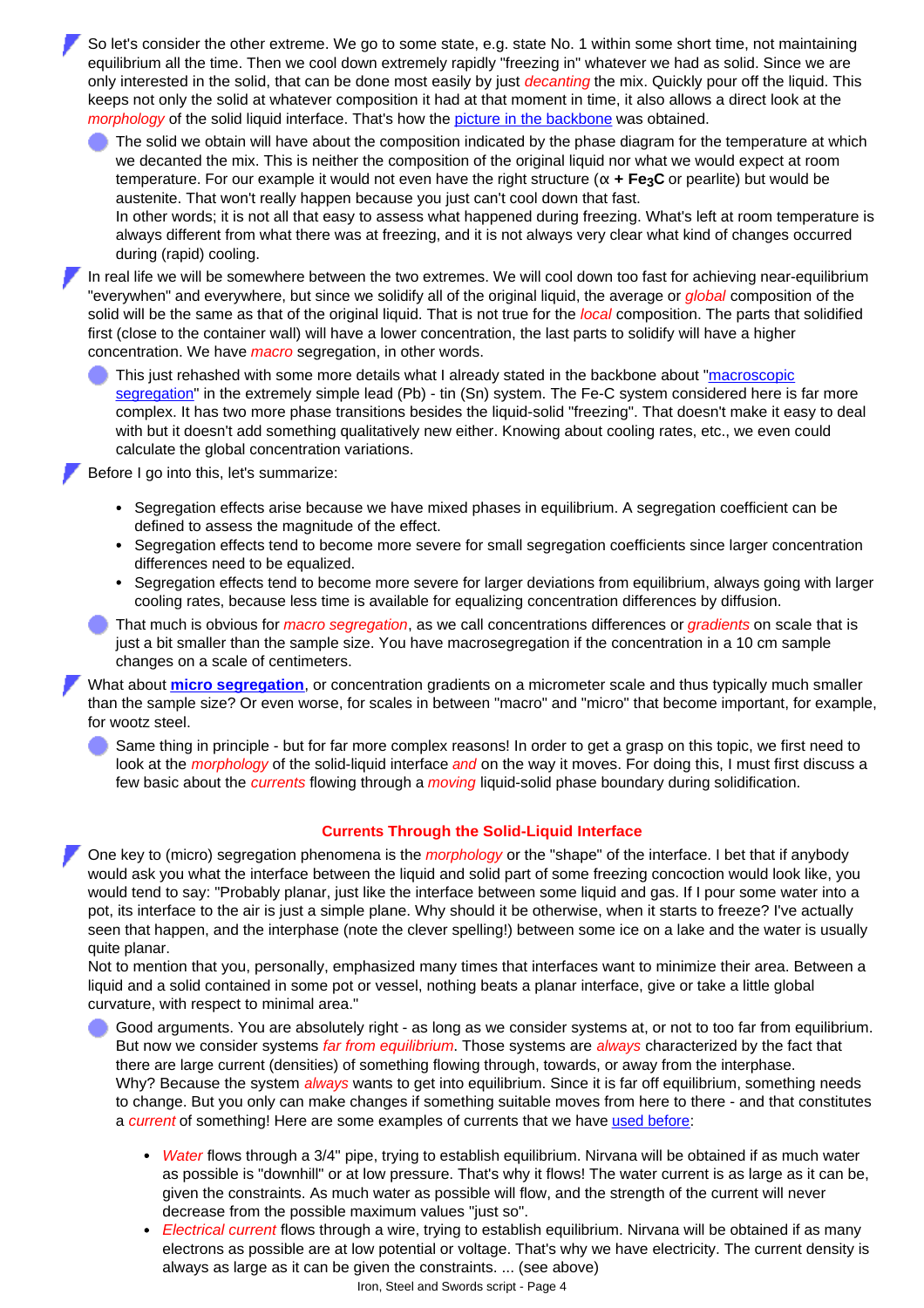So let's consider the other extreme. We go to some state, e.g. state No. 1 within some short time, not maintaining equilibrium all the time. Then we cool down extremely rapidly "freezing in" whatever we had as solid. Since we are only interested in the solid, that can be done most easily by just *decanting* the mix. Quickly pour off the liquid. This keeps not only the solid at whatever composition it had at that moment in time, it also allows a direct look at the *morphology* of the solid liquid interface. That's how the picture in the backbone was obtained.

The solid we obtain will have about the composition indicated by the phase diagram for the temperature at which we decanted the mix. This is neither the composition of the original liquid nor what we would expect at room temperature. For our example it would not even have the right structure (α **+ $Fe_3C$** or pearlite) but would be austenite. That won't really happen because you just can't cool down that fast.
In other words; it is not all that easy to assess what happened during freezing. What's left at room temperature is always different from what there was at freezing, and it is not always very clear what kind of changes occurred during (rapid) cooling.

In real life we will be somewhere between the two extremes. We will cool down too fast for achieving near-equilibrium "everywhen" and everywhere, but since we solidify all of the original liquid, the average or *global* composition of the solid will be the same as that of the original liquid. That is not true for the *local* composition. The parts that solidified first (close to the container wall) will have a lower concentration, the last parts to solidify will have a higher concentration. We have *macro* segregation, in other words.

This just rehashed with some more details what I already stated in the backbone about "macroscopic segregation" in the extremely simple lead (Pb) - tin (Sn) system. The Fe-C system considered here is far more complex. It has two more phase transitions besides the liquid-solid "freezing". That doesn't make it easy to deal with but it doesn't add something qualitatively new either. Knowing about cooling rates, etc., we even could calculate the global concentration variations.

Before I go into this, let's summarize:

- Segregation effects arise because we have mixed phases in equilibrium. A segregation coefficient can be defined to assess the magnitude of the effect.
- Segregation effects tend to become more severe for small segregation coefficients since larger concentration differences need to be equalized.
- Segregation effects tend to become more severe for larger deviations from equilibrium, always going with larger cooling rates, because less time is available for equalizing concentration differences by diffusion.

That much is obvious for *macro segregation*, as we call concentrations differences or *gradients* on scale that is just a bit smaller than the sample size. You have macrosegregation if the concentration in a 10 cm sample changes on a scale of centimeters.

What about **micro segregation**, or concentration gradients on a micrometer scale and thus typically much smaller than the sample size? Or even worse, for scales in between "macro" and "micro" that become important, for example, for wootz steel.

Same thing in principle - but for far more complex reasons! In order to get a grasp on this topic, we first need to look at the *morphology* of the solid-liquid interface *and* on the way it moves. For doing this, I must first discuss a few basic about the *currents* flowing through a *moving* liquid-solid phase boundary during solidification.

### Currents Through the Solid-Liquid Interface

One key to (micro) segregation phenomena is the *morphology* or the "shape" of the interface. I bet that if anybody would ask you what the interface between the liquid and solid part of some freezing concoction would look like, you would tend to say: "Probably planar, just like the interface between some liquid and gas. If I pour some water into a pot, its interface to the air is just a simple plane. Why should it be otherwise, when it starts to freeze? I've actually seen that happen, and the interphase (note the clever spelling!) between some ice on a lake and the water is usually quite planar.
Not to mention that you, personally, emphasized many times that interfaces want to minimize their area. Between a liquid and a solid contained in some pot or vessel, nothing beats a planar interface, give or take a little global curvature, with respect to minimal area."

Good arguments. You are absolutely right - as long as we consider systems at, or not to too far from equilibrium. But now we consider systems *far from equilibrium*. Those systems are *always* characterized by the fact that there are large current (densities) of something flowing through, towards, or away from the interphase.
Why? Because the system *always* wants to get into equilibrium. Since it is far off equilibrium, something needs to change. But you only can make changes if something suitable moves from here to there - and that constitutes a *current* of something! Here are some examples of currents that we have used before:

- *Water* flows through a 3/4" pipe, trying to establish equilibrium. Nirvana will be obtained if as much water as possible is "downhill" or at low pressure. That's why it flows! The water current is as large as it can be, given the constraints. As much water as possible will flow, and the strength of the current will never decrease from the possible maximum values "just so".
- *Electrical current* flows through a wire, trying to establish equilibrium. Nirvana will be obtained if as many electrons as possible are at low potential or voltage. That's why we have electricity. The current density is always as large as it can be given the constraints. ... (see above)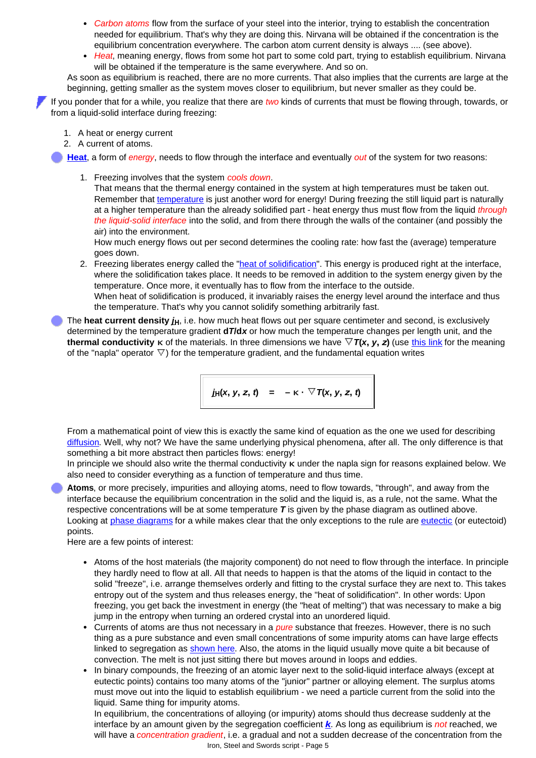- *Carbon atoms* flow from the surface of your steel into the interior, trying to establish the concentration needed for equilibrium. That's why they are doing this. Nirvana will be obtained if the concentration is the equilibrium concentration everywhere. The carbon atom current density is always .... (see above).
- *Heat*, meaning energy, flows from some hot part to some cold part, trying to establish equilibrium. Nirvana will be obtained if the temperature is the same everywhere. And so on.

As soon as equilibrium is reached, there are no more currents. That also implies that the currents are large at the beginning, getting smaller as the system moves closer to equilibrium, but never smaller as they could be.

If you ponder that for a while, you realize that there are *two* kinds of currents that must be flowing through, towards, or from a liquid-solid interface during freezing:

1. A heat or energy current
2. A current of atoms.

**Heat**, a form of *energy*, needs to flow through the interface and eventually *out* of the system for two reasons:

1. Freezing involves that the system *cools down*.
   That means that the thermal energy contained in the system at high temperatures must be taken out. Remember that temperature is just another word for energy! During freezing the still liquid part is naturally at a higher temperature than the already solidified part - heat energy thus must flow from the liquid *through the liquid-solid interface* into the solid, and from there through the walls of the container (and possibly the air) into the environment.
   How much energy flows out per second determines the cooling rate: how fast the (average) temperature goes down.
2. Freezing liberates energy called the "heat of solidification". This energy is produced right at the interface, where the solidification takes place. It needs to be removed in addition to the system energy given by the temperature. Once more, it eventually has to flow from the interface to the outside.
   When heat of solidification is produced, it invariably raises the energy level around the interface and thus the temperature. That's why you cannot solidify something arbitrarily fast.

The **heat current density** $j_H$, i.e. how much heat flows out per square centimeter and second, is exclusively determined by the temperature gradient $dT/dx$ or how much the temperature changes per length unit, and the **thermal conductivity** $\kappa$ of the materials. In three dimensions we have $\nabla T(x, y, z)$ (use this link for the meaning of the "napla" operator $\nabla$) for the temperature gradient, and the fundamental equation writes

$$j_H(x, y, z, t) \quad = \quad -\kappa \cdot \nabla T(x, y, z, t)$$

From a mathematical point of view this is exactly the same kind of equation as the one we used for describing diffusion. Well, why not? We have the same underlying physical phenomena, after all. The only difference is that something a bit more abstract then particles flows: energy!
In principle we should also write the thermal conductivity $\kappa$ under the napla sign for reasons explained below. We also need to consider everything as a function of temperature and thus time.

**Atoms**, or more precisely, impurities and alloying atoms, need to flow towards, "through", and away from the interface because the equilibrium concentration in the solid and the liquid is, as a rule, not the same. What the respective concentrations will be at some temperature $T$ is given by the phase diagram as outlined above. Looking at phase diagrams for a while makes clear that the only exceptions to the rule are eutectic (or eutectoid) points.
Here are a few points of interest:

- Atoms of the host materials (the majority component) do not need to flow through the interface. In principle they hardly need to flow at all. All that needs to happen is that the atoms of the liquid in contact to the solid "freeze", i.e. arrange themselves orderly and fitting to the crystal surface they are next to. This takes entropy out of the system and thus releases energy, the "heat of solidification". In other words: Upon freezing, you get back the investment in energy (the "heat of melting") that was necessary to make a big jump in the entropy when turning an ordered crystal into an unordered liquid.
- Currents of atoms are thus not necessary in a *pure* substance that freezes. However, there is no such thing as a pure substance and even small concentrations of some impurity atoms can have large effects linked to segregation as shown here. Also, the atoms in the liquid usually move quite a bit because of convection. The melt is not just sitting there but moves around in loops and eddies.
- In binary compounds, the freezing of an atomic layer next to the solid-liquid interface always (except at eutectic points) contains too many atoms of the "junior" partner or alloying element. The surplus atoms must move out into the liquid to establish equilibrium - we need a particle current from the solid into the liquid. Same thing for impurity atoms.
  In equilibrium, the concentrations of alloying (or impurity) atoms should thus decrease suddenly at the interface by an amount given by the segregation coefficient ***k***. As long as equilibrium is *not* reached, we will have a *concentration gradient*, i.e. a gradual and not a sudden decrease of the concentration from the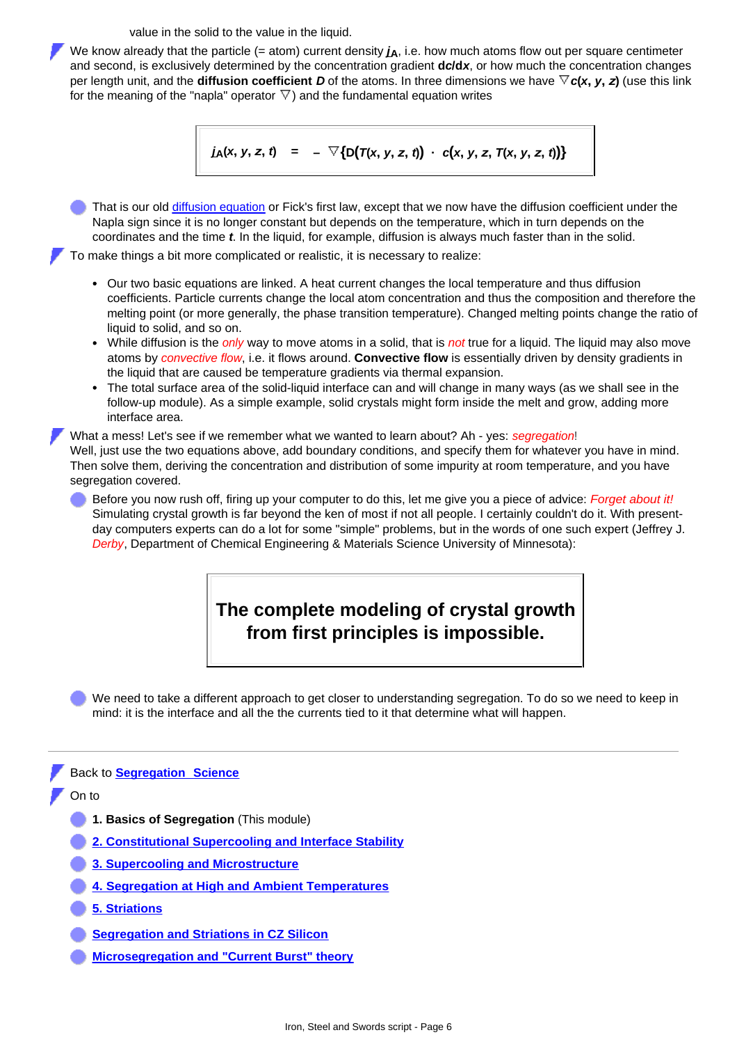value in the solid to the value in the liquid.

- We know already that the particle (= atom) current density $\boldsymbol{j}_A$, i.e. how much atoms flow out per square centimeter and second, is exclusively determined by the concentration gradient **dc/dx**, or how much the concentration changes per length unit, and the **diffusion coefficient *D*** of the atoms. In three dimensions we have $\nabla c(x, y, z)$ (use this link for the meaning of the "napla" operator $\nabla$) and the fundamental equation writes

$$j_A(x, y, z, t) \;=\; -\,\nabla\{D(T(x, y, z, t)) \cdot c(x, y, z, T(x, y, z, t))\}$$

  - That is our old diffusion equation or Fick's first law, except that we now have the diffusion coefficient under the Napla sign since it is no longer constant but depends on the temperature, which in turn depends on the coordinates and the time ***t***. In the liquid, for example, diffusion is always much faster than in the solid.

- To make things a bit more complicated or realistic, it is necessary to realize:

  - Our two basic equations are linked. A heat current changes the local temperature and thus diffusion coefficients. Particle currents change the local atom concentration and thus the composition and therefore the melting point (or more generally, the phase transition temperature). Changed melting points change the ratio of liquid to solid, and so on.
  - While diffusion is the *only* way to move atoms in a solid, that is *not* true for a liquid. The liquid may also move atoms by *convective flow*, i.e. it flows around. **Convective flow** is essentially driven by density gradients in the liquid that are caused be temperature gradients via thermal expansion.
  - The total surface area of the solid-liquid interface can and will change in many ways (as we shall see in the follow-up module). As a simple example, solid crystals might form inside the melt and grow, adding more interface area.

- What a mess! Let's see if we remember what we wanted to learn about? Ah - yes: *segregation*!
  Well, just use the two equations above, add boundary conditions, and specify them for whatever you have in mind. Then solve them, deriving the concentration and distribution of some impurity at room temperature, and you have segregation covered.

  - Before you now rush off, firing up your computer to do this, let me give you a piece of advice: *Forget about it!* Simulating crystal growth is far beyond the ken of most if not all people. I certainly couldn't do it. With present-day computers experts can do a lot for some "simple" problems, but in the words of one such expert (Jeffrey J. *Derby*, Department of Chemical Engineering & Materials Science University of Minnesota):

**The complete modeling of crystal growth from first principles is impossible.**

  - We need to take a different approach to get closer to understanding segregation. To do so we need to keep in mind: it is the interface and all the the currents tied to it that determine what will happen.

---

- Back to **Segregation Science**
- On to
  - **1. Basics of Segregation** (This module)
  - **2. Constitutional Supercooling and Interface Stability**
  - **3. Supercooling and Microstructure**
  - **4. Segregation at High and Ambient Temperatures**
  - **5. Striations**
  - **Segregation and Striations in CZ Silicon**
  - **Microsegregation and "Current Burst" theory**